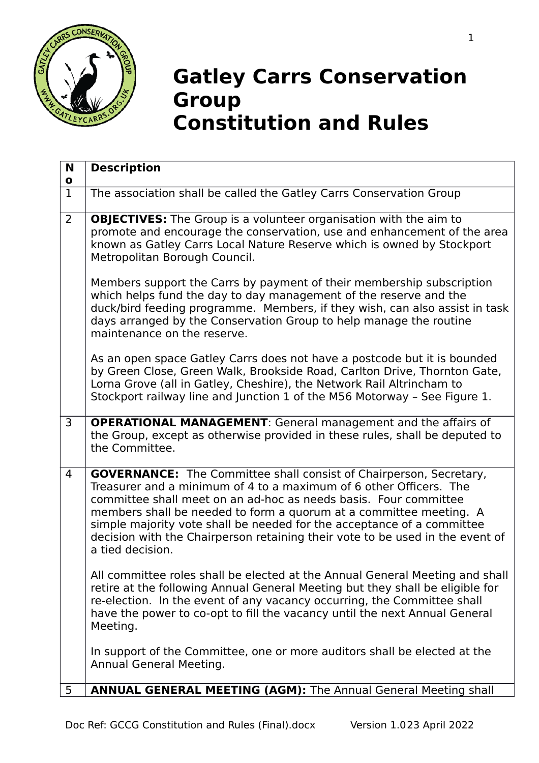# Gatley Carrs Conservation Group
# Constitution and Rules

| No | Description |
|---|---|
| 1 | The association shall be called the Gatley Carrs Conservation Group |
| 2 | **OBJECTIVES:** The Group is a volunteer organisation with the aim to promote and encourage the conservation, use and enhancement of the area known as Gatley Carrs Local Nature Reserve which is owned by Stockport Metropolitan Borough Council.<br><br>Members support the Carrs by payment of their membership subscription which helps fund the day to day management of the reserve and the duck/bird feeding programme. Members, if they wish, can also assist in task days arranged by the Conservation Group to help manage the routine maintenance on the reserve.<br><br>As an open space Gatley Carrs does not have a postcode but it is bounded by Green Close, Green Walk, Brookside Road, Carlton Drive, Thornton Gate, Lorna Grove (all in Gatley, Cheshire), the Network Rail Altrincham to Stockport railway line and Junction 1 of the M56 Motorway – See Figure 1. |
| 3 | **OPERATIONAL MANAGEMENT**: General management and the affairs of the Group, except as otherwise provided in these rules, shall be deputed to the Committee. |
| 4 | **GOVERNANCE:** The Committee shall consist of Chairperson, Secretary, Treasurer and a minimum of 4 to a maximum of 6 other Officers. The committee shall meet on an ad-hoc as needs basis. Four committee members shall be needed to form a quorum at a committee meeting. A simple majority vote shall be needed for the acceptance of a committee decision with the Chairperson retaining their vote to be used in the event of a tied decision.<br><br>All committee roles shall be elected at the Annual General Meeting and shall retire at the following Annual General Meeting but they shall be eligible for re-election. In the event of any vacancy occurring, the Committee shall have the power to co-opt to fill the vacancy until the next Annual General Meeting.<br><br>In support of the Committee, one or more auditors shall be elected at the Annual General Meeting. |
| 5 | **ANNUAL GENERAL MEETING (AGM):** The Annual General Meeting shall |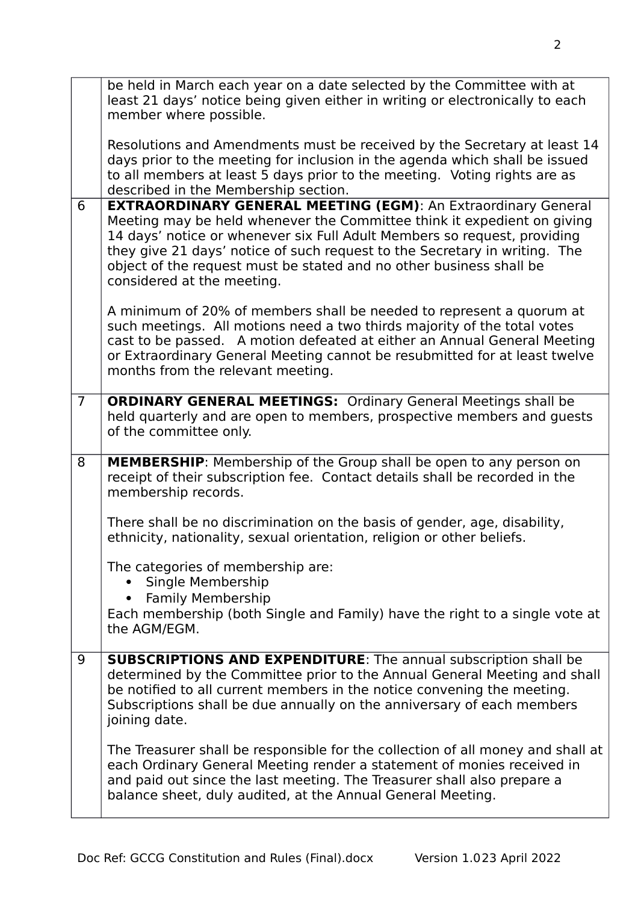| | |
|---|---|
| | be held in March each year on a date selected by the Committee with at least 21 days' notice being given either in writing or electronically to each member where possible.<br><br>Resolutions and Amendments must be received by the Secretary at least 14 days prior to the meeting for inclusion in the agenda which shall be issued to all members at least 5 days prior to the meeting. Voting rights are as described in the Membership section. |
| 6 | **EXTRAORDINARY GENERAL MEETING (EGM)**: An Extraordinary General Meeting may be held whenever the Committee think it expedient on giving 14 days' notice or whenever six Full Adult Members so request, providing they give 21 days' notice of such request to the Secretary in writing. The object of the request must be stated and no other business shall be considered at the meeting.<br><br>A minimum of 20% of members shall be needed to represent a quorum at such meetings. All motions need a two thirds majority of the total votes cast to be passed. A motion defeated at either an Annual General Meeting or Extraordinary General Meeting cannot be resubmitted for at least twelve months from the relevant meeting. |
| 7 | **ORDINARY GENERAL MEETINGS:** Ordinary General Meetings shall be held quarterly and are open to members, prospective members and guests of the committee only. |
| 8 | **MEMBERSHIP**: Membership of the Group shall be open to any person on receipt of their subscription fee. Contact details shall be recorded in the membership records.<br><br>There shall be no discrimination on the basis of gender, age, disability, ethnicity, nationality, sexual orientation, religion or other beliefs.<br><br>The categories of membership are:<br>• Single Membership<br>• Family Membership<br>Each membership (both Single and Family) have the right to a single vote at the AGM/EGM. |
| 9 | **SUBSCRIPTIONS AND EXPENDITURE**: The annual subscription shall be determined by the Committee prior to the Annual General Meeting and shall be notified to all current members in the notice convening the meeting. Subscriptions shall be due annually on the anniversary of each members joining date.<br><br>The Treasurer shall be responsible for the collection of all money and shall at each Ordinary General Meeting render a statement of monies received in and paid out since the last meeting. The Treasurer shall also prepare a balance sheet, duly audited, at the Annual General Meeting. |

Doc Ref: GCCG Constitution and Rules (Final).docx Version 1.023 April 2022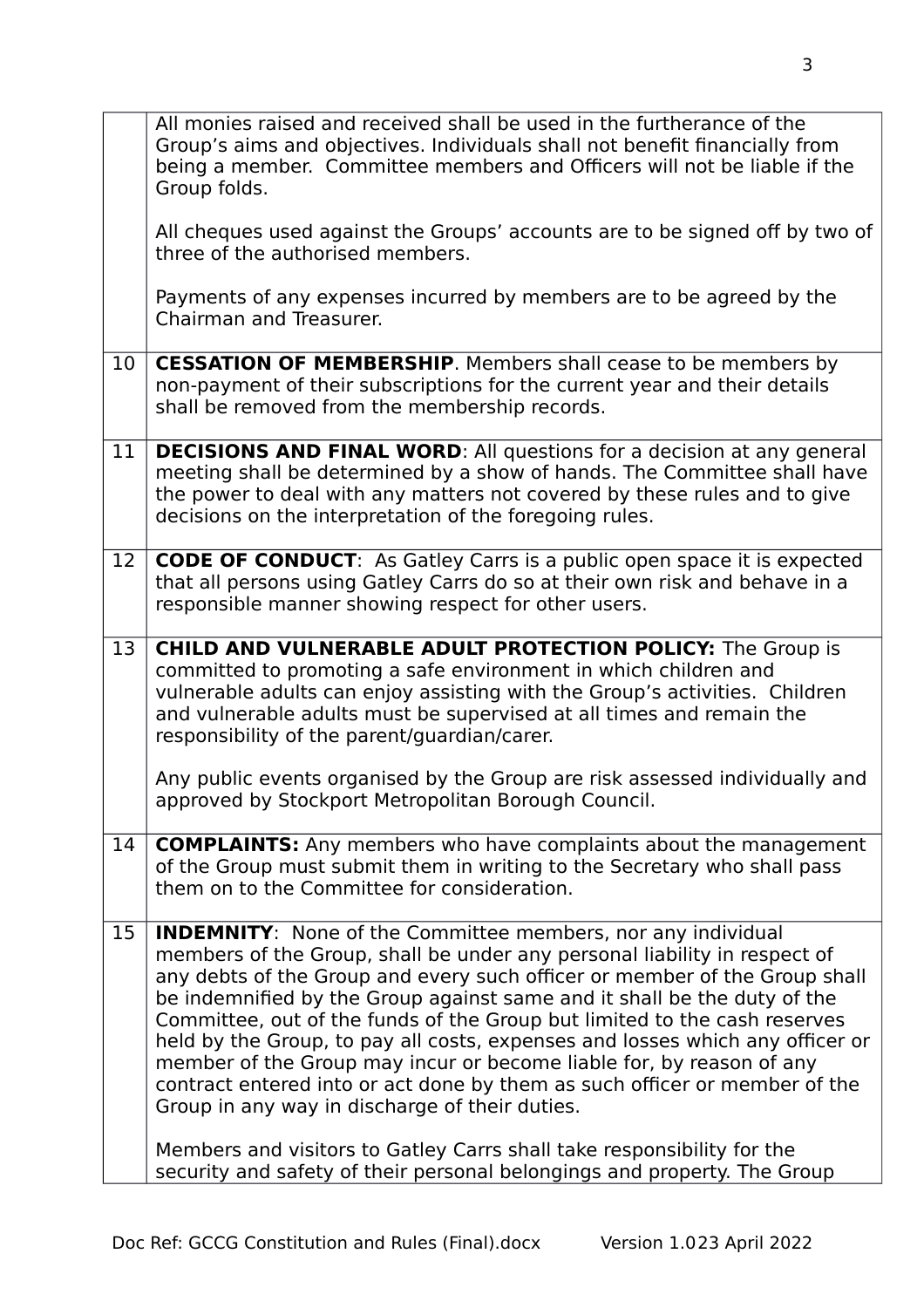|  |  |
|---|---|
|  | All monies raised and received shall be used in the furtherance of the Group's aims and objectives. Individuals shall not benefit financially from being a member. Committee members and Officers will not be liable if the Group folds.<br><br>All cheques used against the Groups' accounts are to be signed off by two of three of the authorised members.<br><br>Payments of any expenses incurred by members are to be agreed by the Chairman and Treasurer. |
| 10 | **CESSATION OF MEMBERSHIP**. Members shall cease to be members by non-payment of their subscriptions for the current year and their details shall be removed from the membership records. |
| 11 | **DECISIONS AND FINAL WORD**: All questions for a decision at any general meeting shall be determined by a show of hands. The Committee shall have the power to deal with any matters not covered by these rules and to give decisions on the interpretation of the foregoing rules. |
| 12 | **CODE OF CONDUCT**: As Gatley Carrs is a public open space it is expected that all persons using Gatley Carrs do so at their own risk and behave in a responsible manner showing respect for other users. |
| 13 | **CHILD AND VULNERABLE ADULT PROTECTION POLICY:** The Group is committed to promoting a safe environment in which children and vulnerable adults can enjoy assisting with the Group's activities. Children and vulnerable adults must be supervised at all times and remain the responsibility of the parent/guardian/carer.<br><br>Any public events organised by the Group are risk assessed individually and approved by Stockport Metropolitan Borough Council. |
| 14 | **COMPLAINTS:** Any members who have complaints about the management of the Group must submit them in writing to the Secretary who shall pass them on to the Committee for consideration. |
| 15 | **INDEMNITY**: None of the Committee members, nor any individual members of the Group, shall be under any personal liability in respect of any debts of the Group and every such officer or member of the Group shall be indemnified by the Group against same and it shall be the duty of the Committee, out of the funds of the Group but limited to the cash reserves held by the Group, to pay all costs, expenses and losses which any officer or member of the Group may incur or become liable for, by reason of any contract entered into or act done by them as such officer or member of the Group in any way in discharge of their duties.<br><br>Members and visitors to Gatley Carrs shall take responsibility for the security and safety of their personal belongings and property. The Group |

Doc Ref: GCCG Constitution and Rules (Final).docx Version 1.023 April 2022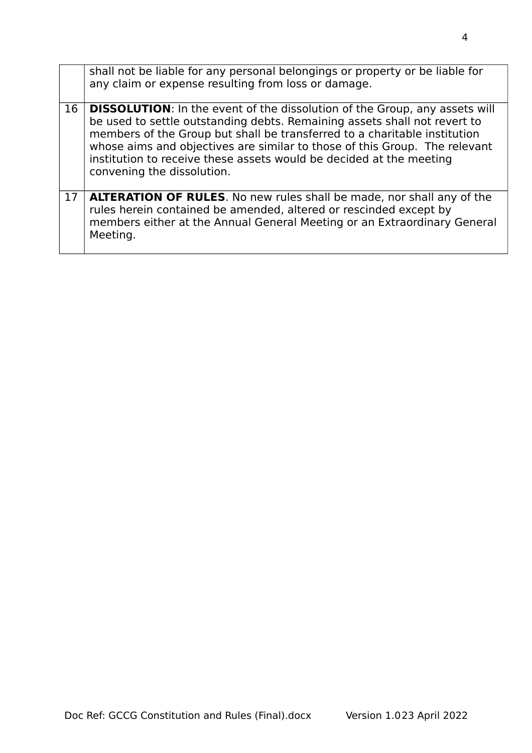| | |
|---|---|
| | shall not be liable for any personal belongings or property or be liable for any claim or expense resulting from loss or damage. |
| 16 | **DISSOLUTION**: In the event of the dissolution of the Group, any assets will be used to settle outstanding debts. Remaining assets shall not revert to members of the Group but shall be transferred to a charitable institution whose aims and objectives are similar to those of this Group. The relevant institution to receive these assets would be decided at the meeting convening the dissolution. |
| 17 | **ALTERATION OF RULES**. No new rules shall be made, nor shall any of the rules herein contained be amended, altered or rescinded except by members either at the Annual General Meeting or an Extraordinary General Meeting. |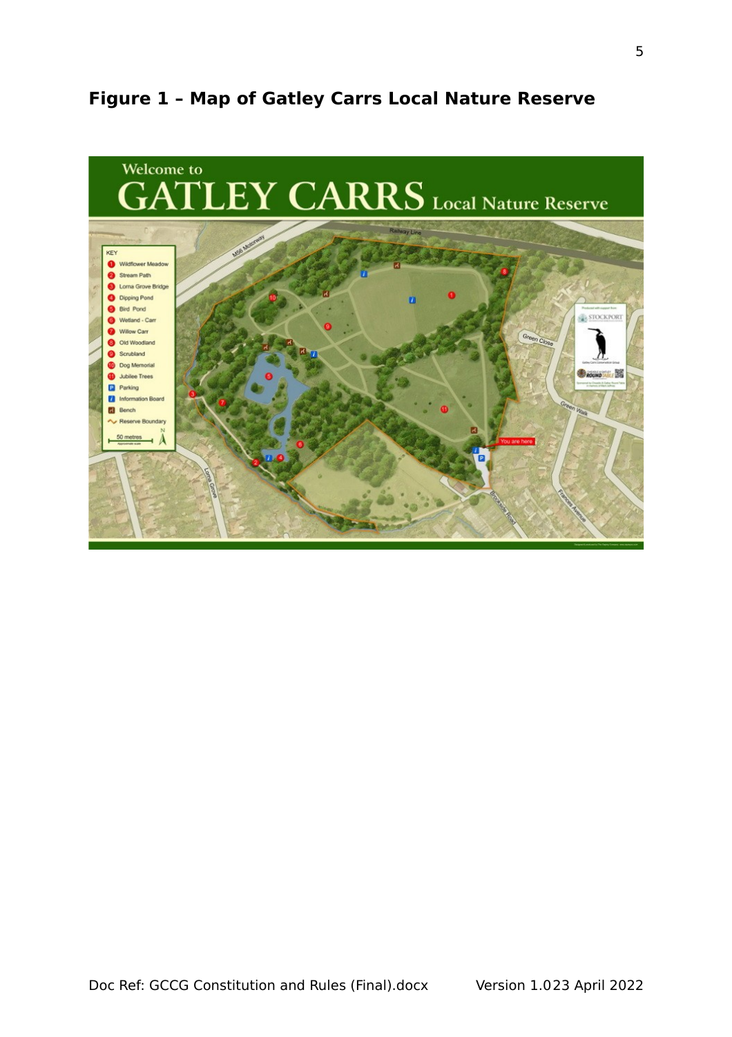## Figure 1 – Map of Gatley Carrs Local Nature Reserve

Welcome to
GATLEY CARRS Local Nature Reserve

KEY
1 Wildflower Meadow
2 Stream Path
3 Lorna Grove Bridge
4 Dipping Pond
5 Bird Pond
6 Wetland - Carr
7 Willow Carr
8 Old Woodland
9 Scrubland
10 Dog Memorial
11 Jubilee Trees
P Parking
i Information Board
Bench
Reserve Boundary
50 metres
N

Railway Line
M56 Motorway
Green Close
Green Walk
Lorna Grove
Brookside Road
Frances Avenue
You are here
STOCKPORT